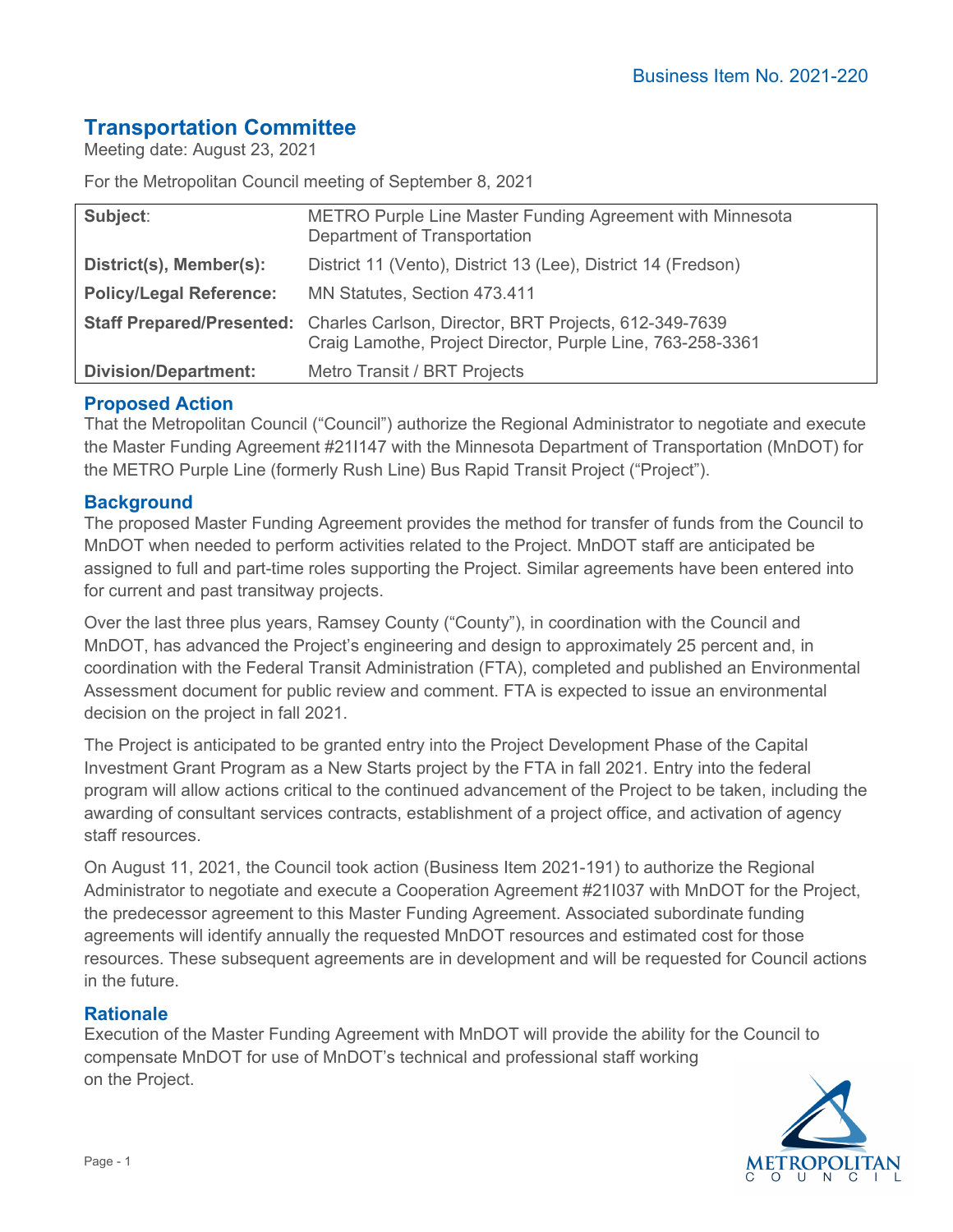Business Item No. 2021-220

# Transportation Committee

Meeting date: August 23, 2021

For the Metropolitan Council meeting of September 8, 2021

| | |
|---|---|
| **Subject**: | METRO Purple Line Master Funding Agreement with Minnesota Department of Transportation |
| **District(s), Member(s):** | District 11 (Vento), District 13 (Lee), District 14 (Fredson) |
| **Policy/Legal Reference:** | MN Statutes, Section 473.411 |
| **Staff Prepared/Presented:** | Charles Carlson, Director, BRT Projects, 612-349-7639<br>Craig Lamothe, Project Director, Purple Line, 763-258-3361 |
| **Division/Department:** | Metro Transit / BRT Projects |

## Proposed Action

That the Metropolitan Council ("Council") authorize the Regional Administrator to negotiate and execute the Master Funding Agreement #21I147 with the Minnesota Department of Transportation (MnDOT) for the METRO Purple Line (formerly Rush Line) Bus Rapid Transit Project ("Project").

## Background

The proposed Master Funding Agreement provides the method for transfer of funds from the Council to MnDOT when needed to perform activities related to the Project. MnDOT staff are anticipated be assigned to full and part-time roles supporting the Project. Similar agreements have been entered into for current and past transitway projects.

Over the last three plus years, Ramsey County ("County"), in coordination with the Council and MnDOT, has advanced the Project's engineering and design to approximately 25 percent and, in coordination with the Federal Transit Administration (FTA), completed and published an Environmental Assessment document for public review and comment. FTA is expected to issue an environmental decision on the project in fall 2021.

The Project is anticipated to be granted entry into the Project Development Phase of the Capital Investment Grant Program as a New Starts project by the FTA in fall 2021. Entry into the federal program will allow actions critical to the continued advancement of the Project to be taken, including the awarding of consultant services contracts, establishment of a project office, and activation of agency staff resources.

On August 11, 2021, the Council took action (Business Item 2021-191) to authorize the Regional Administrator to negotiate and execute a Cooperation Agreement #21I037 with MnDOT for the Project, the predecessor agreement to this Master Funding Agreement. Associated subordinate funding agreements will identify annually the requested MnDOT resources and estimated cost for those resources. These subsequent agreements are in development and will be requested for Council actions in the future.

## Rationale

Execution of the Master Funding Agreement with MnDOT will provide the ability for the Council to compensate MnDOT for use of MnDOT's technical and professional staff working on the Project.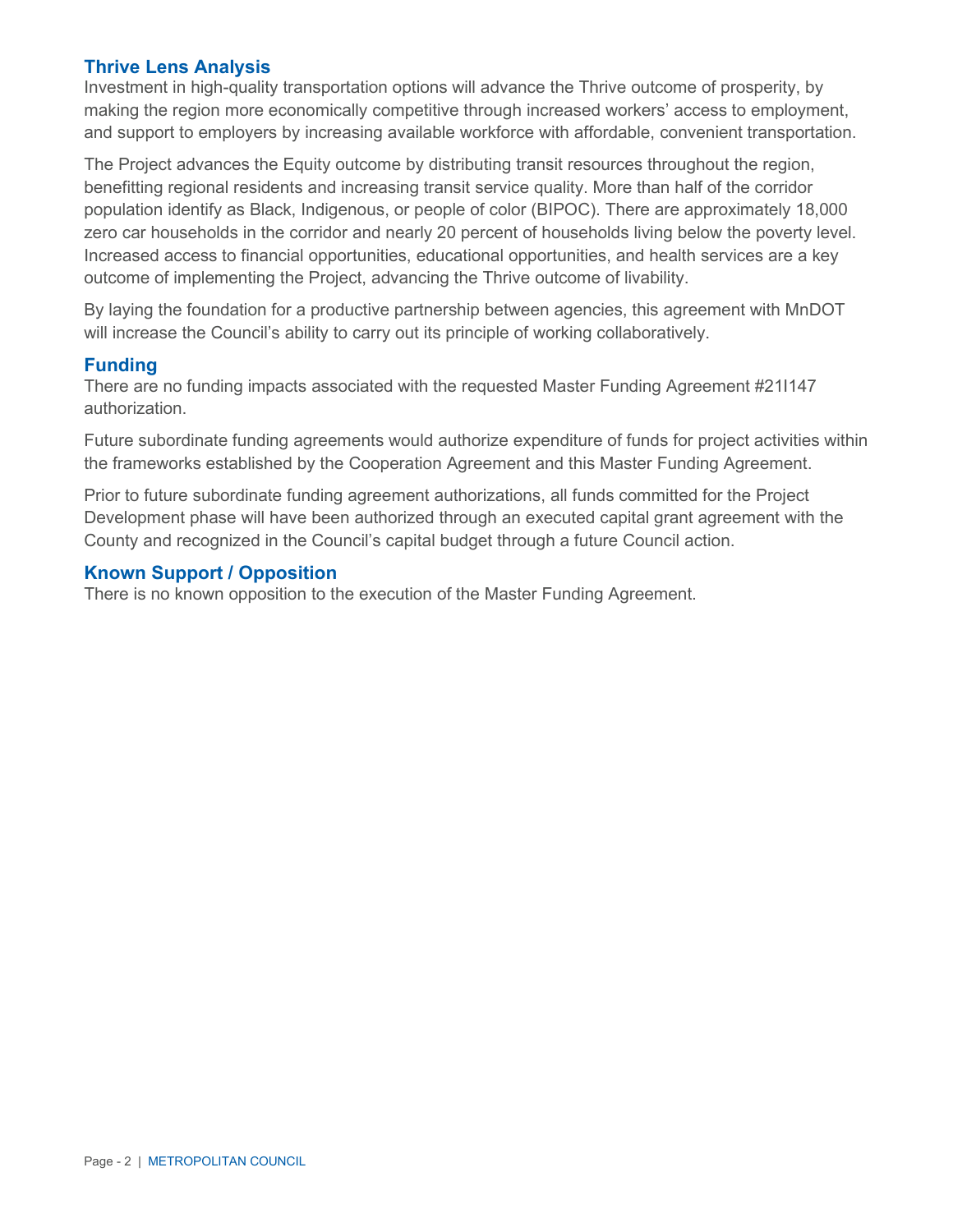## Thrive Lens Analysis

Investment in high-quality transportation options will advance the Thrive outcome of prosperity, by making the region more economically competitive through increased workers' access to employment, and support to employers by increasing available workforce with affordable, convenient transportation.

The Project advances the Equity outcome by distributing transit resources throughout the region, benefitting regional residents and increasing transit service quality. More than half of the corridor population identify as Black, Indigenous, or people of color (BIPOC). There are approximately 18,000 zero car households in the corridor and nearly 20 percent of households living below the poverty level. Increased access to financial opportunities, educational opportunities, and health services are a key outcome of implementing the Project, advancing the Thrive outcome of livability.

By laying the foundation for a productive partnership between agencies, this agreement with MnDOT will increase the Council's ability to carry out its principle of working collaboratively.

## Funding

There are no funding impacts associated with the requested Master Funding Agreement #21I147 authorization.

Future subordinate funding agreements would authorize expenditure of funds for project activities within the frameworks established by the Cooperation Agreement and this Master Funding Agreement.

Prior to future subordinate funding agreement authorizations, all funds committed for the Project Development phase will have been authorized through an executed capital grant agreement with the County and recognized in the Council's capital budget through a future Council action.

## Known Support / Opposition

There is no known opposition to the execution of the Master Funding Agreement.